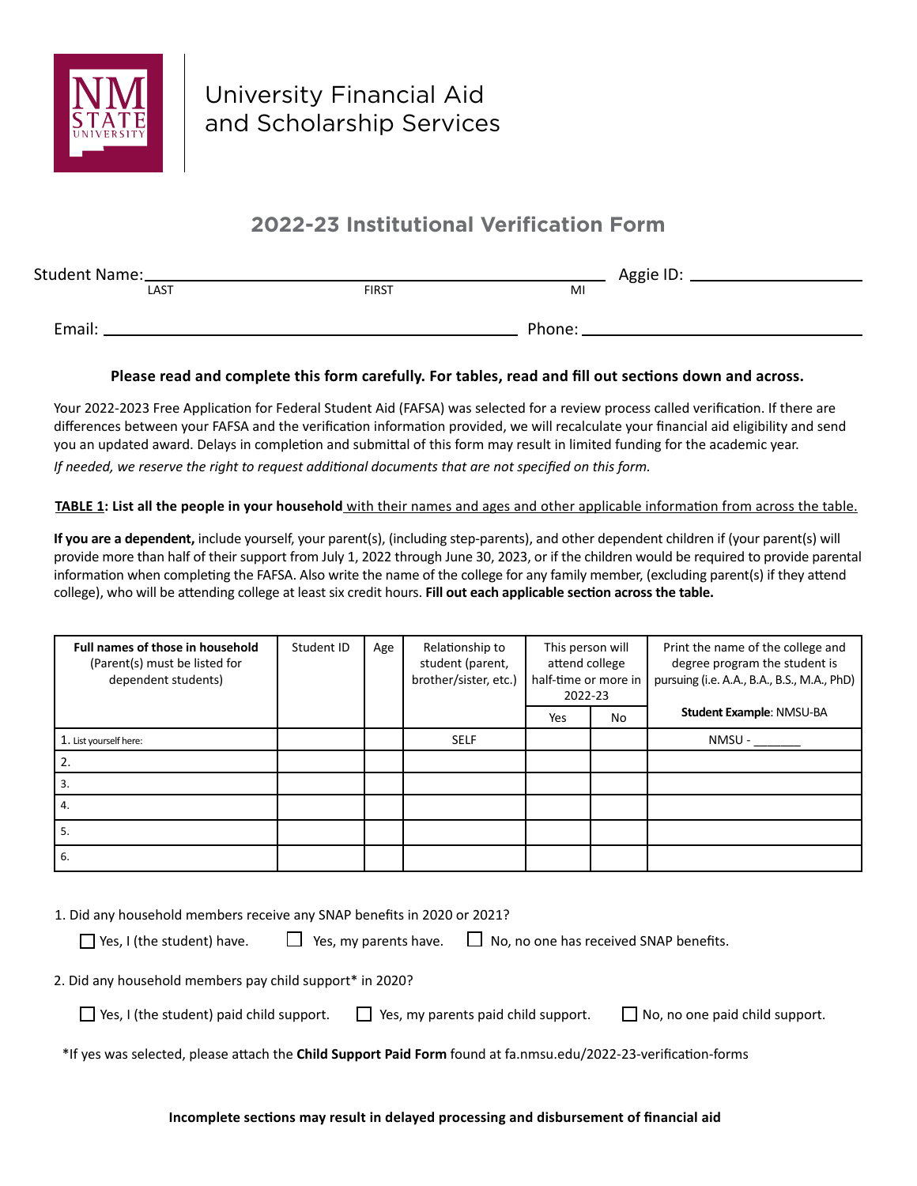NM STATE UNIVERSITY

University Financial Aid and Scholarship Services

# 2022-23 Institutional Verification Form

Student Name: ______________________________ Aggie ID: ____________________
LAST FIRST MI

Email: ________________________________________ Phone: ____________________

**Please read and complete this form carefully. For tables, read and fill out sections down and across.**

Your 2022-2023 Free Application for Federal Student Aid (FAFSA) was selected for a review process called verification. If there are differences between your FAFSA and the verification information provided, we will recalculate your financial aid eligibility and send you an updated award. Delays in completion and submittal of this form may result in limited funding for the academic year.

*If needed, we reserve the right to request additional documents that are not specified on this form.*

**TABLE 1: List all the people in your household** with their names and ages and other applicable information from across the table.

**If you are a dependent,** include yourself, your parent(s), (including step-parents), and other dependent children if (your parent(s) will provide more than half of their support from July 1, 2022 through June 30, 2023, or if the children would be required to provide parental information when completing the FAFSA. Also write the name of the college for any family member, (excluding parent(s) if they attend college), who will be attending college at least six credit hours. **Fill out each applicable section across the table.**

| **Full names of those in household** (Parent(s) must be listed for dependent students) | Student ID | Age | Relationship to student (parent, brother/sister, etc.) | This person will attend college half-time or more in 2022-23 | | Print the name of the college and degree program the student is pursuing (i.e. A.A., B.A., B.S., M.A., PhD) |
|---|---|---|---|---|---|---|
| | | | | Yes | No | **Student Example**: NMSU-BA |
| 1. List yourself here: | | | SELF | | | NMSU - _______ |
| 2. | | | | | | |
| 3. | | | | | | |
| 4. | | | | | | |
| 5. | | | | | | |
| 6. | | | | | | |

1. Did any household members receive any SNAP benefits in 2020 or 2021?

☐ Yes, I (the student) have. ☐ Yes, my parents have. ☐ No, no one has received SNAP benefits.

2. Did any household members pay child support* in 2020?

☐ Yes, I (the student) paid child support. ☐ Yes, my parents paid child support. ☐ No, no one paid child support.

*If yes was selected, please attach the **Child Support Paid Form** found at fa.nmsu.edu/2022-23-verification-forms

**Incomplete sections may result in delayed processing and disbursement of financial aid**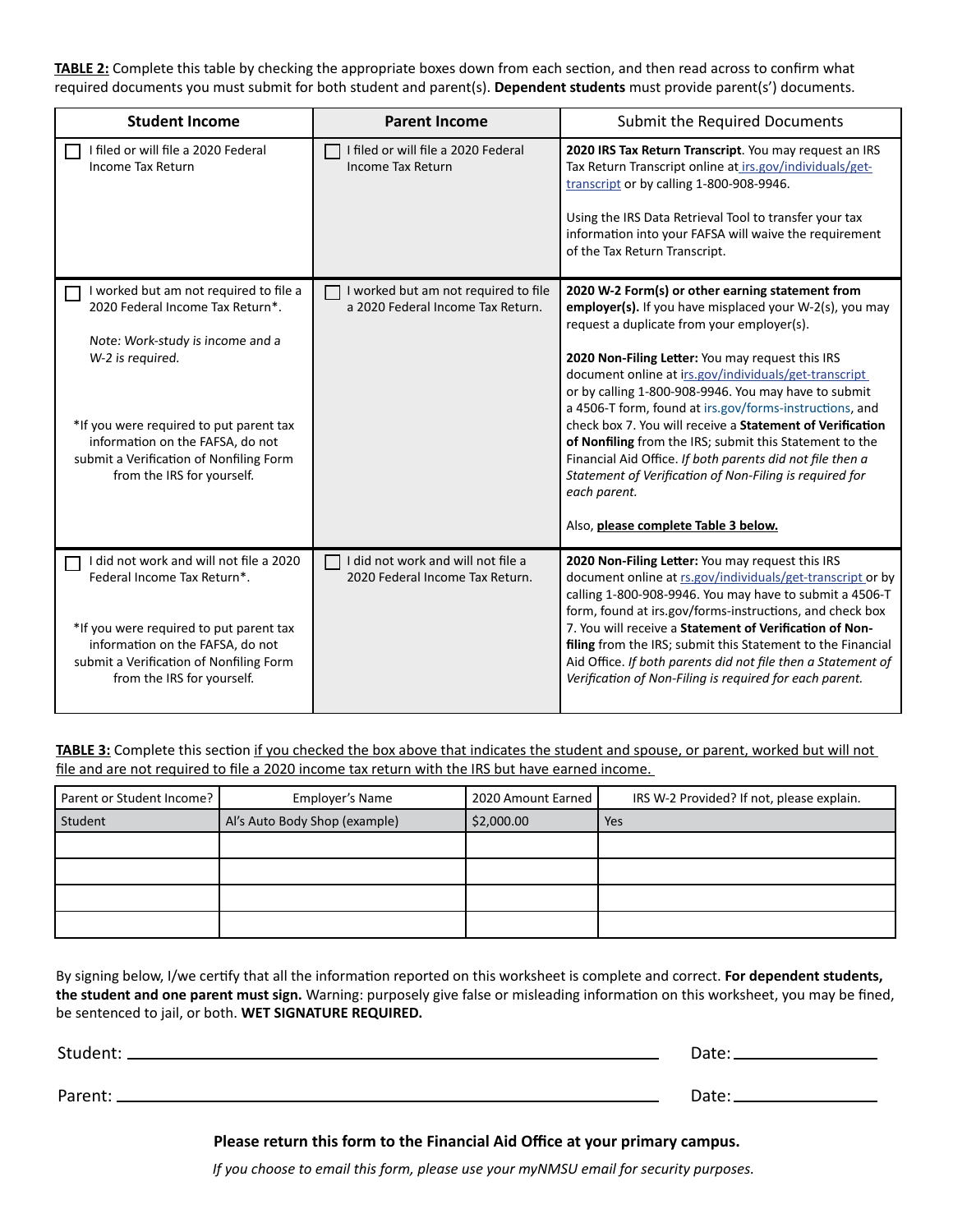**TABLE 2:** Complete this table by checking the appropriate boxes down from each section, and then read across to confirm what required documents you must submit for both student and parent(s). **Dependent students** must provide parent(s') documents.

| Student Income | Parent Income | Submit the Required Documents |
|---|---|---|
| ☐ I filed or will file a 2020 Federal Income Tax Return | ☐ I filed or will file a 2020 Federal Income Tax Return | **2020 IRS Tax Return Transcript**. You may request an IRS Tax Return Transcript online at irs.gov/individuals/get-transcript or by calling 1-800-908-9946.<br><br>Using the IRS Data Retrieval Tool to transfer your tax information into your FAFSA will waive the requirement of the Tax Return Transcript. |
| ☐ I worked but am not required to file a 2020 Federal Income Tax Return*.<br><br>*Note: Work-study is income and a W-2 is required.*<br><br>*If you were required to put parent tax information on the FAFSA, do not submit a Verification of Nonfiling Form from the IRS for yourself. | ☐ I worked but am not required to file a 2020 Federal Income Tax Return. | **2020 W-2 Form(s) or other earning statement from employer(s).** If you have misplaced your W-2(s), you may request a duplicate from your employer(s).<br><br>**2020 Non-Filing Letter:** You may request this IRS document online at irs.gov/individuals/get-transcript or by calling 1-800-908-9946. You may have to submit a 4506-T form, found at irs.gov/forms-instructions, and check box 7. You will receive a **Statement of Verification of Nonfiling** from the IRS; submit this Statement to the Financial Aid Office. *If both parents did not file then a Statement of Verification of Non-Filing is required for each parent.*<br><br>Also, **please complete Table 3 below.** |
| ☐ I did not work and will not file a 2020 Federal Income Tax Return*.<br><br>*If you were required to put parent tax information on the FAFSA, do not submit a Verification of Nonfiling Form from the IRS for yourself. | ☐ I did not work and will not file a 2020 Federal Income Tax Return. | **2020 Non-Filing Letter:** You may request this IRS document online at rs.gov/individuals/get-transcript or by calling 1-800-908-9946. You may have to submit a 4506-T form, found at irs.gov/forms-instructions, and check box 7. You will receive a **Statement of Verification of Non-filing** from the IRS; submit this Statement to the Financial Aid Office. *If both parents did not file then a Statement of Verification of Non-Filing is required for each parent.* |

**TABLE 3:** Complete this section if you checked the box above that indicates the student and spouse, or parent, worked but will not file and are not required to file a 2020 income tax return with the IRS but have earned income.

| Parent or Student Income? | Employer's Name | 2020 Amount Earned | IRS W-2 Provided? If not, please explain. |
|---|---|---|---|
| Student | Al's Auto Body Shop (example) | $2,000.00 | Yes |
| | | | |
| | | | |
| | | | |
| | | | |

By signing below, I/we certify that all the information reported on this worksheet is complete and correct. **For dependent students, the student and one parent must sign.** Warning: purposely give false or misleading information on this worksheet, you may be fined, be sentenced to jail, or both. **WET SIGNATURE REQUIRED.**

Student: ______________________________ Date: ______________

Parent: ______________________________ Date: ______________

**Please return this form to the Financial Aid Office at your primary campus.**

*If you choose to email this form, please use your myNMSU email for security purposes.*